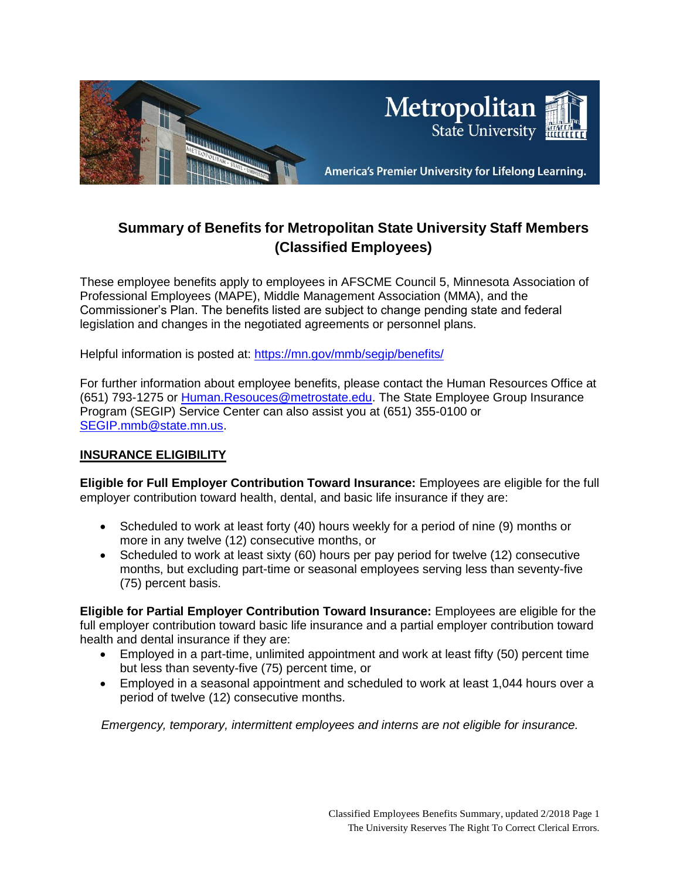# Summary of Benefits for Metropolitan State University Staff Members (Classified Employees)

These employee benefits apply to employees in AFSCME Council 5, Minnesota Association of Professional Employees (MAPE), Middle Management Association (MMA), and the Commissioner's Plan. The benefits listed are subject to change pending state and federal legislation and changes in the negotiated agreements or personnel plans.

Helpful information is posted at: https://mn.gov/mmb/segip/benefits/

For further information about employee benefits, please contact the Human Resources Office at (651) 793-1275 or Human.Resouces@metrostate.edu. The State Employee Group Insurance Program (SEGIP) Service Center can also assist you at (651) 355-0100 or SEGIP.mmb@state.mn.us.

## INSURANCE ELIGIBILITY

**Eligible for Full Employer Contribution Toward Insurance:** Employees are eligible for the full employer contribution toward health, dental, and basic life insurance if they are:

- Scheduled to work at least forty (40) hours weekly for a period of nine (9) months or more in any twelve (12) consecutive months, or
- Scheduled to work at least sixty (60) hours per pay period for twelve (12) consecutive months, but excluding part-time or seasonal employees serving less than seventy-five (75) percent basis.

**Eligible for Partial Employer Contribution Toward Insurance:** Employees are eligible for the full employer contribution toward basic life insurance and a partial employer contribution toward health and dental insurance if they are:

- Employed in a part-time, unlimited appointment and work at least fifty (50) percent time but less than seventy-five (75) percent time, or
- Employed in a seasonal appointment and scheduled to work at least 1,044 hours over a period of twelve (12) consecutive months.

*Emergency, temporary, intermittent employees and interns are not eligible for insurance.*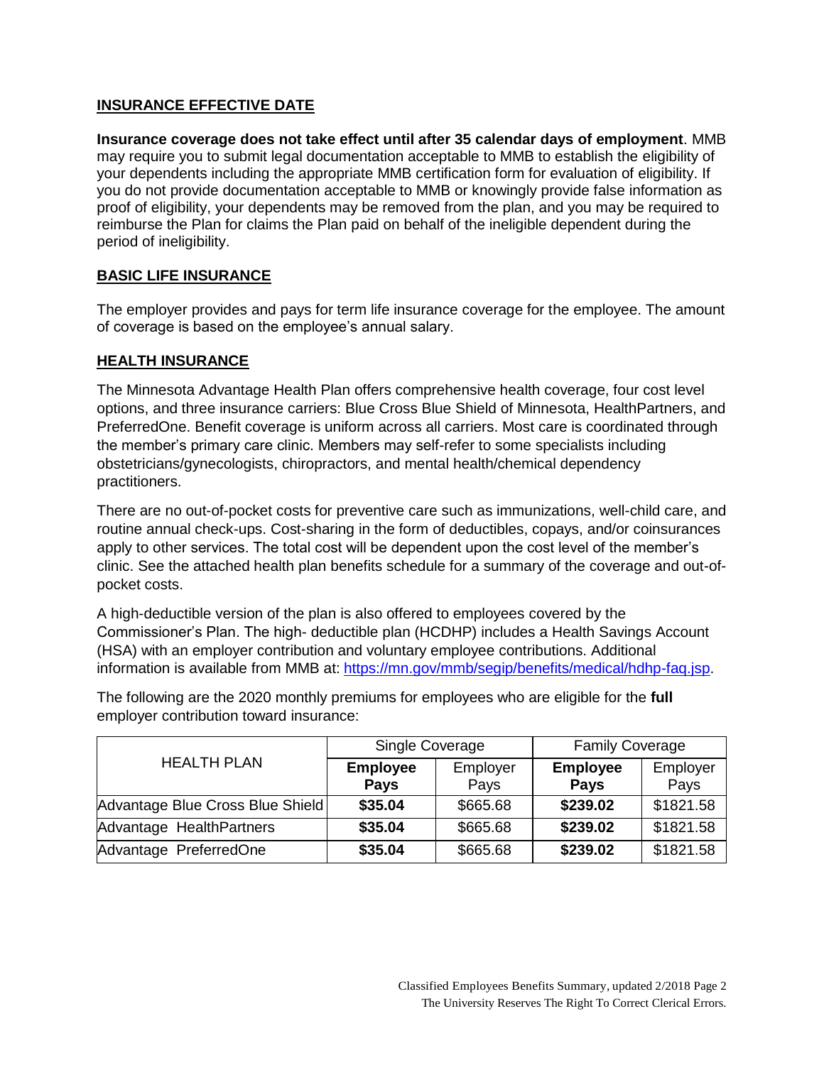## INSURANCE EFFECTIVE DATE

**Insurance coverage does not take effect until after 35 calendar days of employment**. MMB may require you to submit legal documentation acceptable to MMB to establish the eligibility of your dependents including the appropriate MMB certification form for evaluation of eligibility. If you do not provide documentation acceptable to MMB or knowingly provide false information as proof of eligibility, your dependents may be removed from the plan, and you may be required to reimburse the Plan for claims the Plan paid on behalf of the ineligible dependent during the period of ineligibility.

## BASIC LIFE INSURANCE

The employer provides and pays for term life insurance coverage for the employee. The amount of coverage is based on the employee's annual salary.

## HEALTH INSURANCE

The Minnesota Advantage Health Plan offers comprehensive health coverage, four cost level options, and three insurance carriers: Blue Cross Blue Shield of Minnesota, HealthPartners, and PreferredOne. Benefit coverage is uniform across all carriers. Most care is coordinated through the member's primary care clinic. Members may self-refer to some specialists including obstetricians/gynecologists, chiropractors, and mental health/chemical dependency practitioners.

There are no out-of-pocket costs for preventive care such as immunizations, well-child care, and routine annual check-ups. Cost-sharing in the form of deductibles, copays, and/or coinsurances apply to other services. The total cost will be dependent upon the cost level of the member's clinic. See the attached health plan benefits schedule for a summary of the coverage and out-of-pocket costs.

A high-deductible version of the plan is also offered to employees covered by the Commissioner's Plan. The high- deductible plan (HCDHP) includes a Health Savings Account (HSA) with an employer contribution and voluntary employee contributions. Additional information is available from MMB at: https://mn.gov/mmb/segip/benefits/medical/hdhp-faq.jsp.

The following are the 2020 monthly premiums for employees who are eligible for the **full** employer contribution toward insurance:

| HEALTH PLAN | Single Coverage | | Family Coverage | |
|---|---|---|---|---|
| | **Employee Pays** | Employer Pays | **Employee Pays** | Employer Pays |
| Advantage Blue Cross Blue Shield | **$35.04** | $665.68 | **$239.02** | $1821.58 |
| Advantage HealthPartners | **$35.04** | $665.68 | **$239.02** | $1821.58 |
| Advantage PreferredOne | **$35.04** | $665.68 | **$239.02** | $1821.58 |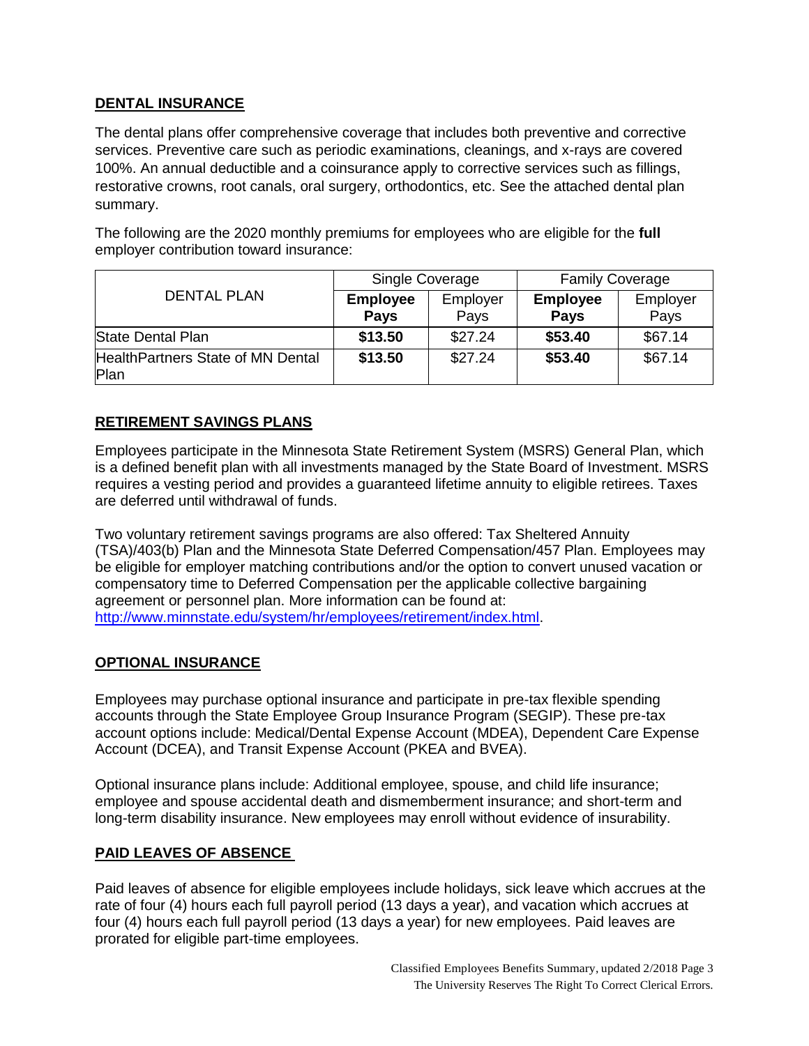## DENTAL INSURANCE

The dental plans offer comprehensive coverage that includes both preventive and corrective services. Preventive care such as periodic examinations, cleanings, and x-rays are covered 100%. An annual deductible and a coinsurance apply to corrective services such as fillings, restorative crowns, root canals, oral surgery, orthodontics, etc. See the attached dental plan summary.

The following are the 2020 monthly premiums for employees who are eligible for the **full** employer contribution toward insurance:

| DENTAL PLAN | Single Coverage | | Family Coverage | |
|---|---|---|---|---|
| | **Employee Pays** | Employer Pays | **Employee Pays** | Employer Pays |
| State Dental Plan | **$13.50** | $27.24 | **$53.40** | $67.14 |
| HealthPartners State of MN Dental Plan | **$13.50** | $27.24 | **$53.40** | $67.14 |

## RETIREMENT SAVINGS PLANS

Employees participate in the Minnesota State Retirement System (MSRS) General Plan, which is a defined benefit plan with all investments managed by the State Board of Investment. MSRS requires a vesting period and provides a guaranteed lifetime annuity to eligible retirees. Taxes are deferred until withdrawal of funds.

Two voluntary retirement savings programs are also offered: Tax Sheltered Annuity (TSA)/403(b) Plan and the Minnesota State Deferred Compensation/457 Plan. Employees may be eligible for employer matching contributions and/or the option to convert unused vacation or compensatory time to Deferred Compensation per the applicable collective bargaining agreement or personnel plan. More information can be found at: http://www.minnstate.edu/system/hr/employees/retirement/index.html.

## OPTIONAL INSURANCE

Employees may purchase optional insurance and participate in pre-tax flexible spending accounts through the State Employee Group Insurance Program (SEGIP). These pre-tax account options include: Medical/Dental Expense Account (MDEA), Dependent Care Expense Account (DCEA), and Transit Expense Account (PKEA and BVEA).

Optional insurance plans include: Additional employee, spouse, and child life insurance; employee and spouse accidental death and dismemberment insurance; and short-term and long-term disability insurance. New employees may enroll without evidence of insurability.

## PAID LEAVES OF ABSENCE

Paid leaves of absence for eligible employees include holidays, sick leave which accrues at the rate of four (4) hours each full payroll period (13 days a year), and vacation which accrues at four (4) hours each full payroll period (13 days a year) for new employees. Paid leaves are prorated for eligible part-time employees.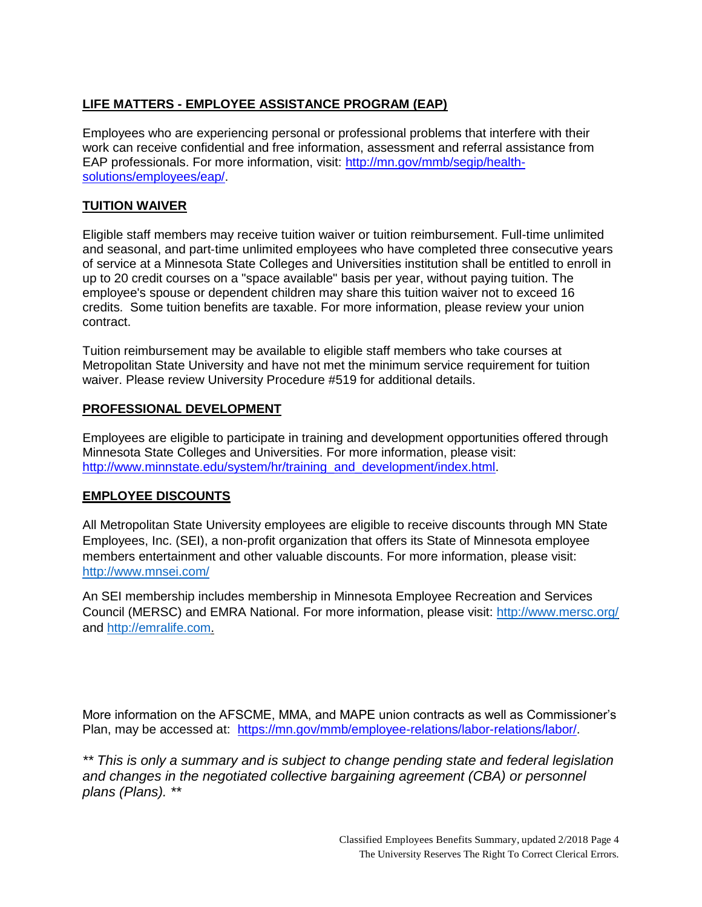## LIFE MATTERS - EMPLOYEE ASSISTANCE PROGRAM (EAP)

Employees who are experiencing personal or professional problems that interfere with their work can receive confidential and free information, assessment and referral assistance from EAP professionals. For more information, visit: [http://mn.gov/mmb/segip/health-solutions/employees/eap/](http://mn.gov/mmb/segip/health-solutions/employees/eap/).

## TUITION WAIVER

Eligible staff members may receive tuition waiver or tuition reimbursement. Full-time unlimited and seasonal, and part-time unlimited employees who have completed three consecutive years of service at a Minnesota State Colleges and Universities institution shall be entitled to enroll in up to 20 credit courses on a "space available" basis per year, without paying tuition. The employee's spouse or dependent children may share this tuition waiver not to exceed 16 credits. Some tuition benefits are taxable. For more information, please review your union contract.

Tuition reimbursement may be available to eligible staff members who take courses at Metropolitan State University and have not met the minimum service requirement for tuition waiver. Please review University Procedure #519 for additional details.

## PROFESSIONAL DEVELOPMENT

Employees are eligible to participate in training and development opportunities offered through Minnesota State Colleges and Universities. For more information, please visit: [http://www.minnstate.edu/system/hr/training_and_development/index.html](http://www.minnstate.edu/system/hr/training_and_development/index.html).

## EMPLOYEE DISCOUNTS

All Metropolitan State University employees are eligible to receive discounts through MN State Employees, Inc. (SEI), a non-profit organization that offers its State of Minnesota employee members entertainment and other valuable discounts. For more information, please visit: [http://www.mnsei.com/](http://www.mnsei.com/)

An SEI membership includes membership in Minnesota Employee Recreation and Services Council (MERSC) and EMRA National. For more information, please visit: [http://www.mersc.org/](http://www.mersc.org/) and [http://emralife.com](http://emralife.com).

More information on the AFSCME, MMA, and MAPE union contracts as well as Commissioner's Plan, may be accessed at: [https://mn.gov/mmb/employee-relations/labor-relations/labor/](https://mn.gov/mmb/employee-relations/labor-relations/labor/).

*** This is only a summary and is subject to change pending state and federal legislation and changes in the negotiated collective bargaining agreement (CBA) or personnel plans (Plans). ***

The University Reserves The Right To Correct Clerical Errors.